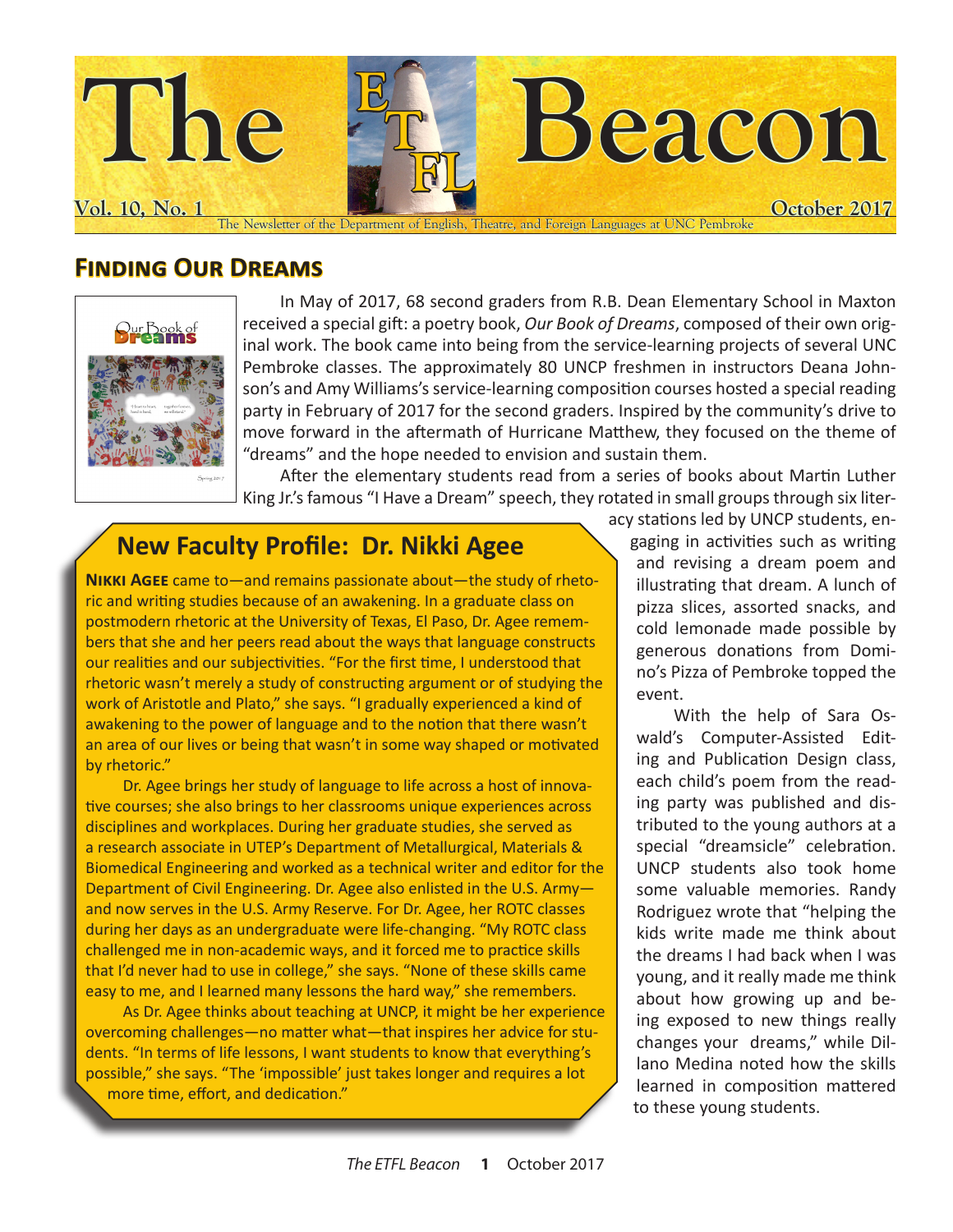# The ETFL Beacon

Vol. 10, No. 1 — October 2017

The Newsletter of the Department of English, Theatre, and Foreign Languages at UNC Pembroke

## Finding Our Dreams

In May of 2017, 68 second graders from R.B. Dean Elementary School in Maxton received a special gift: a poetry book, *Our Book of Dreams*, composed of their own original work. The book came into being from the service-learning projects of several UNC Pembroke classes. The approximately 80 UNCP freshmen in instructors Deana Johnson's and Amy Williams's service-learning composition courses hosted a special reading party in February of 2017 for the second graders. Inspired by the community's drive to move forward in the aftermath of Hurricane Matthew, they focused on the theme of "dreams" and the hope needed to envision and sustain them.

After the elementary students read from a series of books about Martin Luther King Jr.'s famous "I Have a Dream" speech, they rotated in small groups through six literacy stations led by UNCP students, engaging in activities such as writing and revising a dream poem and illustrating that dream. A lunch of pizza slices, assorted snacks, and cold lemonade made possible by generous donations from Domino's Pizza of Pembroke topped the event.

With the help of Sara Oswald's Computer-Assisted Editing and Publication Design class, each child's poem from the reading party was published and distributed to the young authors at a special "dreamsicle" celebration. UNCP students also took home some valuable memories. Randy Rodriguez wrote that "helping the kids write made me think about the dreams I had back when I was young, and it really made me think about how growing up and being exposed to new things really changes your dreams," while Dillano Medina noted how the skills learned in composition mattered to these young students.

## New Faculty Profile: Dr. Nikki Agee

**Nikki Agee** came to—and remains passionate about—the study of rhetoric and writing studies because of an awakening. In a graduate class on postmodern rhetoric at the University of Texas, El Paso, Dr. Agee remembers that she and her peers read about the ways that language constructs our realities and our subjectivities. "For the first time, I understood that rhetoric wasn't merely a study of constructing argument or of studying the work of Aristotle and Plato," she says. "I gradually experienced a kind of awakening to the power of language and to the notion that there wasn't an area of our lives or being that wasn't in some way shaped or motivated by rhetoric."

Dr. Agee brings her study of language to life across a host of innovative courses; she also brings to her classrooms unique experiences across disciplines and workplaces. During her graduate studies, she served as a research associate in UTEP's Department of Metallurgical, Materials & Biomedical Engineering and worked as a technical writer and editor for the Department of Civil Engineering. Dr. Agee also enlisted in the U.S. Army—and now serves in the U.S. Army Reserve. For Dr. Agee, her ROTC classes during her days as an undergraduate were life-changing. "My ROTC class challenged me in non-academic ways, and it forced me to practice skills that I'd never had to use in college," she says. "None of these skills came easy to me, and I learned many lessons the hard way," she remembers.

As Dr. Agee thinks about teaching at UNCP, it might be her experience overcoming challenges—no matter what—that inspires her advice for students. "In terms of life lessons, I want students to know that everything's possible," she says. "The 'impossible' just takes longer and requires a lot more time, effort, and dedication."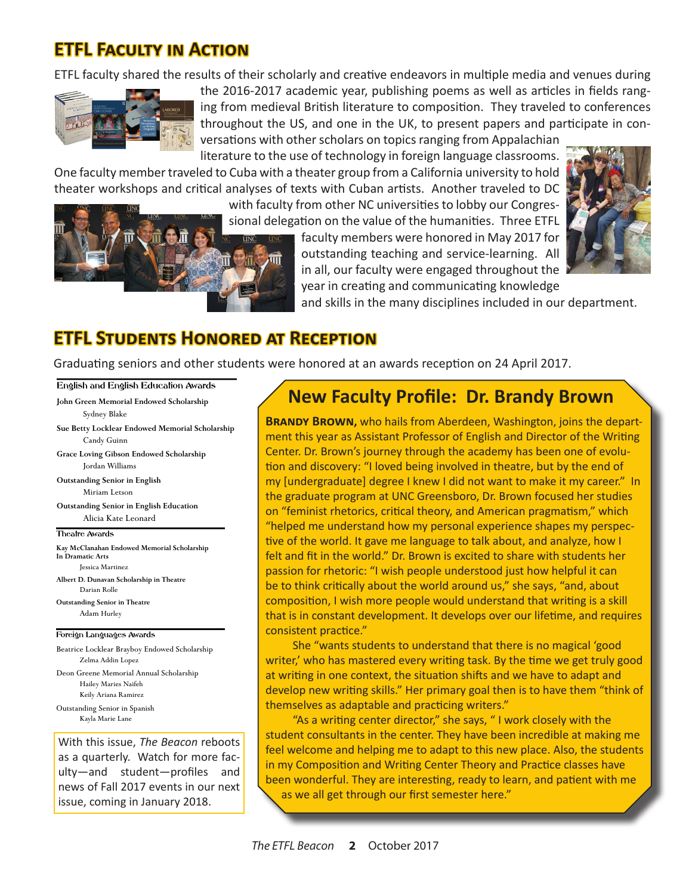## ETFL Faculty in Action

ETFL faculty shared the results of their scholarly and creative endeavors in multiple media and venues during the 2016-2017 academic year, publishing poems as well as articles in fields ranging from medieval British literature to composition. They traveled to conferences throughout the US, and one in the UK, to present papers and participate in conversations with other scholars on topics ranging from Appalachian literature to the use of technology in foreign language classrooms. One faculty member traveled to Cuba with a theater group from a California university to hold theater workshops and critical analyses of texts with Cuban artists. Another traveled to DC with faculty from other NC universities to lobby our Congressional delegation on the value of the humanities. Three ETFL faculty members were honored in May 2017 for outstanding teaching and service-learning. All in all, our faculty were engaged throughout the year in creating and communicating knowledge and skills in the many disciplines included in our department.

## ETFL Students Honored at Reception

Graduating seniors and other students were honored at an awards reception on 24 April 2017.

### English and English Education Awards

**John Green Memorial Endowed Scholarship**
Sydney Blake

**Sue Betty Locklear Endowed Memorial Scholarship**
Candy Guinn

**Grace Loving Gibson Endowed Scholarship**
Jordan Williams

**Outstanding Senior in English**
Miriam Letson

**Outstanding Senior in English Education**
Alicia Kate Leonard

### Theatre Awards

**Kay McClanahan Endowed Memorial Scholarship In Dramatic Arts**
Jessica Martinez

**Albert D. Dunavan Scholarship in Theatre**
Darian Rolle

**Outstanding Senior in Theatre**
Adam Hurley

### Foreign Languages Awards

Beatrice Locklear Brayboy Endowed Scholarship
Zelma Addin Lopez

Deon Greene Memorial Annual Scholarship
Hailey Maries Naifeh
Keily Ariana Ramirez

Outstanding Senior in Spanish
Kayla Marie Lane

With this issue, *The Beacon* reboots as a quarterly. Watch for more faculty—and student—profiles and news of Fall 2017 events in our next issue, coming in January 2018.

## New Faculty Profile: Dr. Brandy Brown

**Brandy Brown,** who hails from Aberdeen, Washington, joins the department this year as Assistant Professor of English and Director of the Writing Center. Dr. Brown's journey through the academy has been one of evolution and discovery: "I loved being involved in theatre, but by the end of my [undergraduate] degree I knew I did not want to make it my career." In the graduate program at UNC Greensboro, Dr. Brown focused her studies on "feminist rhetorics, critical theory, and American pragmatism," which "helped me understand how my personal experience shapes my perspective of the world. It gave me language to talk about, and analyze, how I felt and fit in the world." Dr. Brown is excited to share with students her passion for rhetoric: "I wish people understood just how helpful it can be to think critically about the world around us," she says, "and, about composition, I wish more people would understand that writing is a skill that is in constant development. It develops over our lifetime, and requires consistent practice."

She "wants students to understand that there is no magical 'good writer,' who has mastered every writing task. By the time we get truly good at writing in one context, the situation shifts and we have to adapt and develop new writing skills." Her primary goal then is to have them "think of themselves as adaptable and practicing writers."

"As a writing center director," she says, " I work closely with the student consultants in the center. They have been incredible at making me feel welcome and helping me to adapt to this new place. Also, the students in my Composition and Writing Center Theory and Practice classes have been wonderful. They are interesting, ready to learn, and patient with me as we all get through our first semester here."